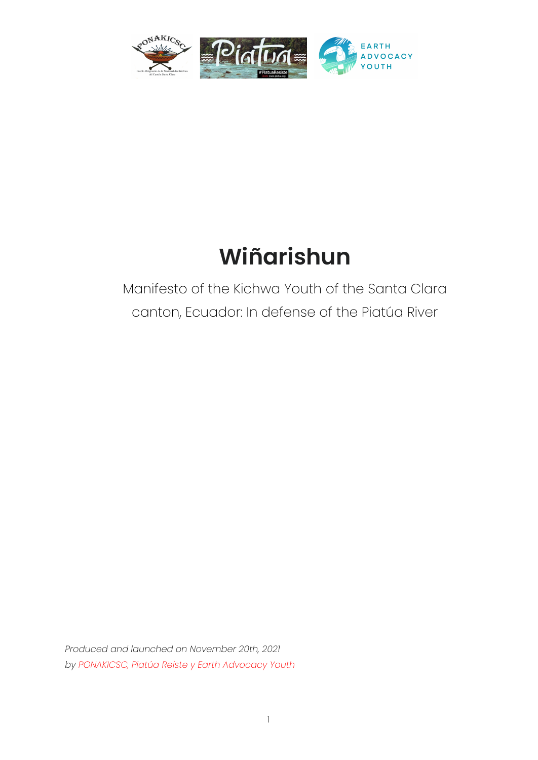# Wiñarishun

Manifesto of the Kichwa Youth of the Santa Clara canton, Ecuador: In defense of the Piatúa River

*Produced and launched on November 20th, 2021*
*by PONAKICSC, Piatúa Reiste y Earth Advocacy Youth*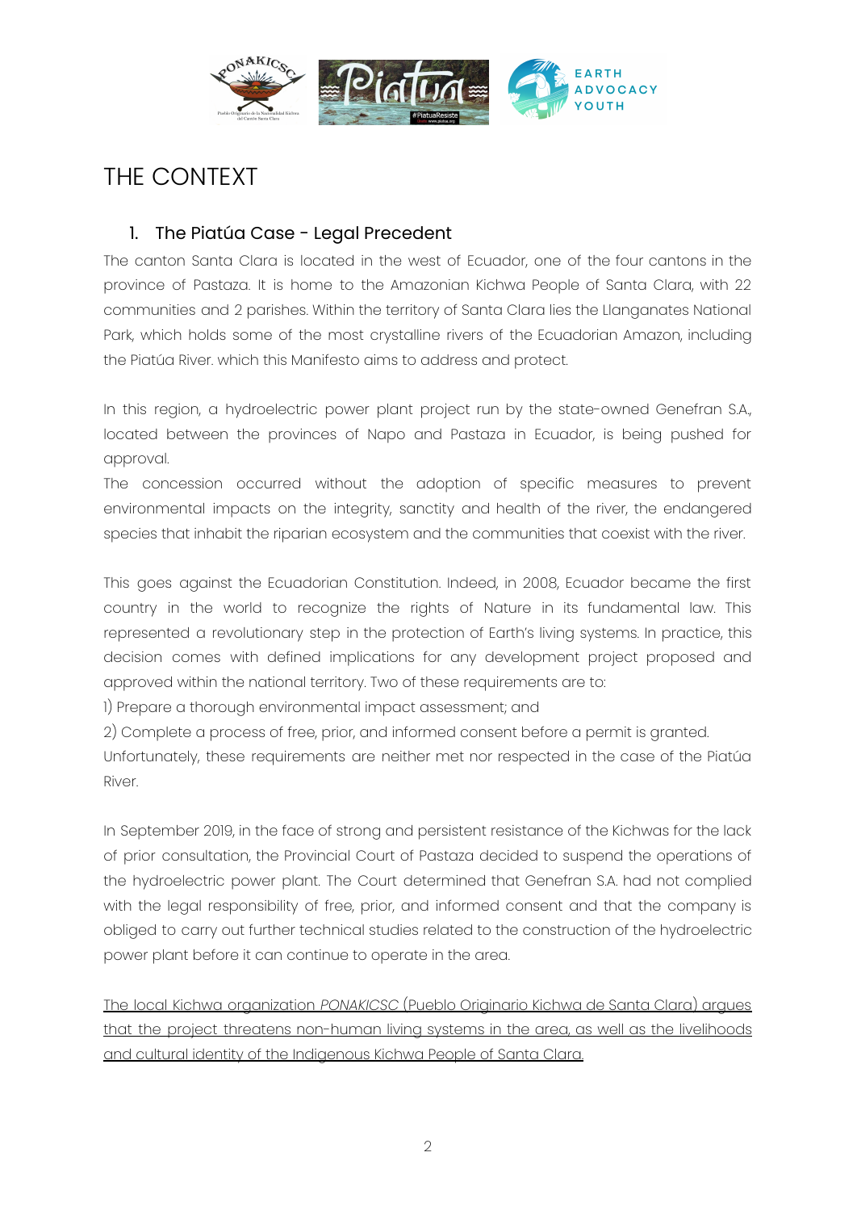# THE CONTEXT

## 1. The Piatúa Case - Legal Precedent

The canton Santa Clara is located in the west of Ecuador, one of the four cantons in the province of Pastaza. It is home to the Amazonian Kichwa People of Santa Clara, with 22 communities and 2 parishes. Within the territory of Santa Clara lies the Llanganates National Park, which holds some of the most crystalline rivers of the Ecuadorian Amazon, including the Piatúa River. which this Manifesto aims to address and protect.

In this region, a hydroelectric power plant project run by the state-owned Genefran S.A., located between the provinces of Napo and Pastaza in Ecuador, is being pushed for approval.
The concession occurred without the adoption of specific measures to prevent environmental impacts on the integrity, sanctity and health of the river, the endangered species that inhabit the riparian ecosystem and the communities that coexist with the river.

This goes against the Ecuadorian Constitution. Indeed, in 2008, Ecuador became the first country in the world to recognize the rights of Nature in its fundamental law. This represented a revolutionary step in the protection of Earth's living systems. In practice, this decision comes with defined implications for any development project proposed and approved within the national territory. Two of these requirements are to:
1) Prepare a thorough environmental impact assessment; and
2) Complete a process of free, prior, and informed consent before a permit is granted.
Unfortunately, these requirements are neither met nor respected in the case of the Piatúa River.

In September 2019, in the face of strong and persistent resistance of the Kichwas for the lack of prior consultation, the Provincial Court of Pastaza decided to suspend the operations of the hydroelectric power plant. The Court determined that Genefran S.A. had not complied with the legal responsibility of free, prior, and informed consent and that the company is obliged to carry out further technical studies related to the construction of the hydroelectric power plant before it can continue to operate in the area.

The local Kichwa organization *PONAKICSC* (Pueblo Originario Kichwa de Santa Clara) argues that the project threatens non-human living systems in the area, as well as the livelihoods and cultural identity of the Indigenous Kichwa People of Santa Clara.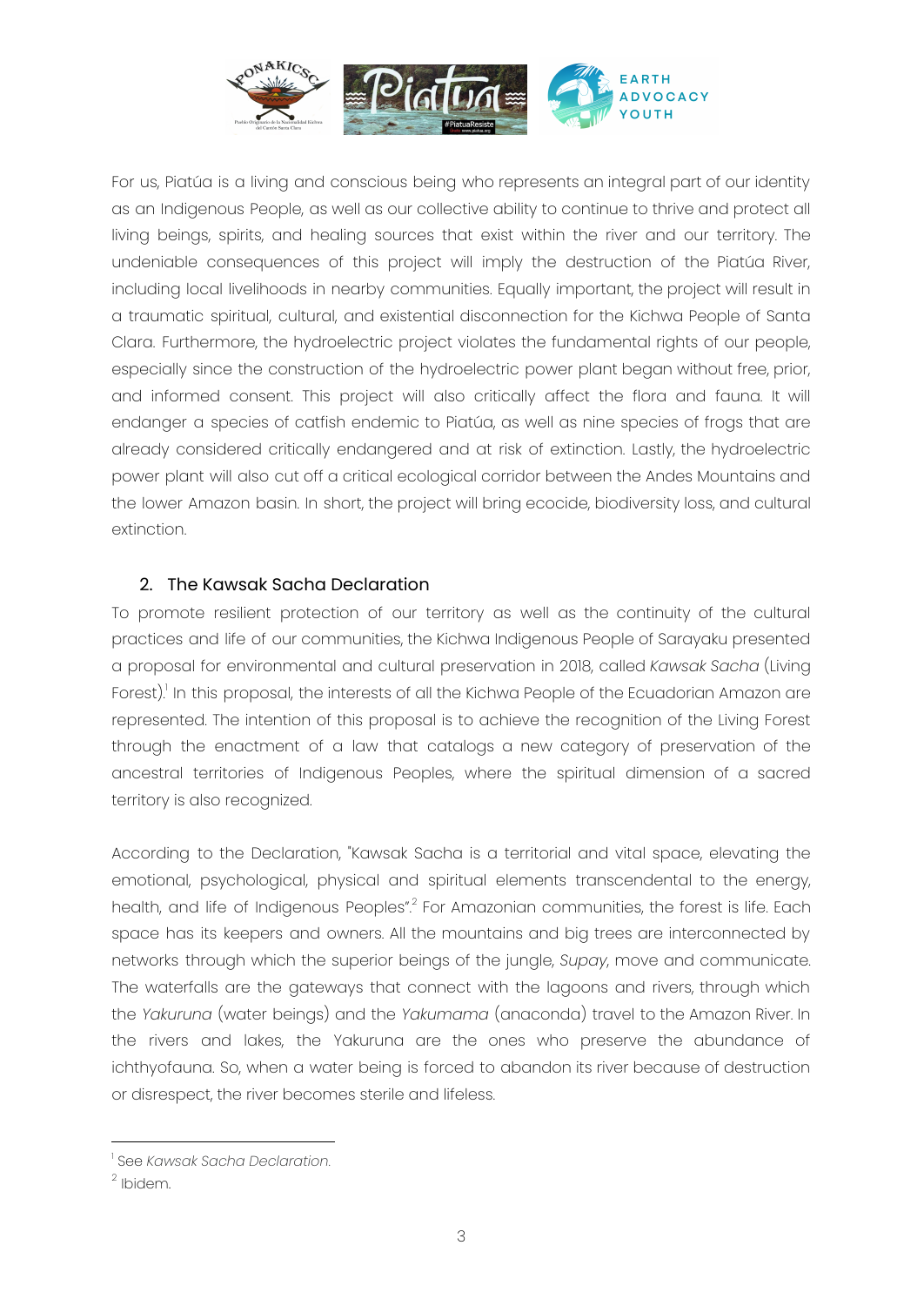For us, Piatúa is a living and conscious being who represents an integral part of our identity as an Indigenous People, as well as our collective ability to continue to thrive and protect all living beings, spirits, and healing sources that exist within the river and our territory. The undeniable consequences of this project will imply the destruction of the Piatúa River, including local livelihoods in nearby communities. Equally important, the project will result in a traumatic spiritual, cultural, and existential disconnection for the Kichwa People of Santa Clara. Furthermore, the hydroelectric project violates the fundamental rights of our people, especially since the construction of the hydroelectric power plant began without free, prior, and informed consent. This project will also critically affect the flora and fauna. It will endanger a species of catfish endemic to Piatúa, as well as nine species of frogs that are already considered critically endangered and at risk of extinction. Lastly, the hydroelectric power plant will also cut off a critical ecological corridor between the Andes Mountains and the lower Amazon basin. In short, the project will bring ecocide, biodiversity loss, and cultural extinction.

## 2. The Kawsak Sacha Declaration

To promote resilient protection of our territory as well as the continuity of the cultural practices and life of our communities, the Kichwa Indigenous People of Sarayaku presented a proposal for environmental and cultural preservation in 2018, called *Kawsak Sacha* (Living Forest).[1] In this proposal, the interests of all the Kichwa People of the Ecuadorian Amazon are represented. The intention of this proposal is to achieve the recognition of the Living Forest through the enactment of a law that catalogs a new category of preservation of the ancestral territories of Indigenous Peoples, where the spiritual dimension of a sacred territory is also recognized.

According to the Declaration, "Kawsak Sacha is a territorial and vital space, elevating the emotional, psychological, physical and spiritual elements transcendental to the energy, health, and life of Indigenous Peoples".[2] For Amazonian communities, the forest is life. Each space has its keepers and owners. All the mountains and big trees are interconnected by networks through which the superior beings of the jungle, *Supay*, move and communicate. The waterfalls are the gateways that connect with the lagoons and rivers, through which the *Yakuruna* (water beings) and the *Yakumama* (anaconda) travel to the Amazon River. In the rivers and lakes, the Yakuruna are the ones who preserve the abundance of ichthyofauna. So, when a water being is forced to abandon its river because of destruction or disrespect, the river becomes sterile and lifeless.

[1] See *Kawsak Sacha Declaration.*

[2] Ibidem.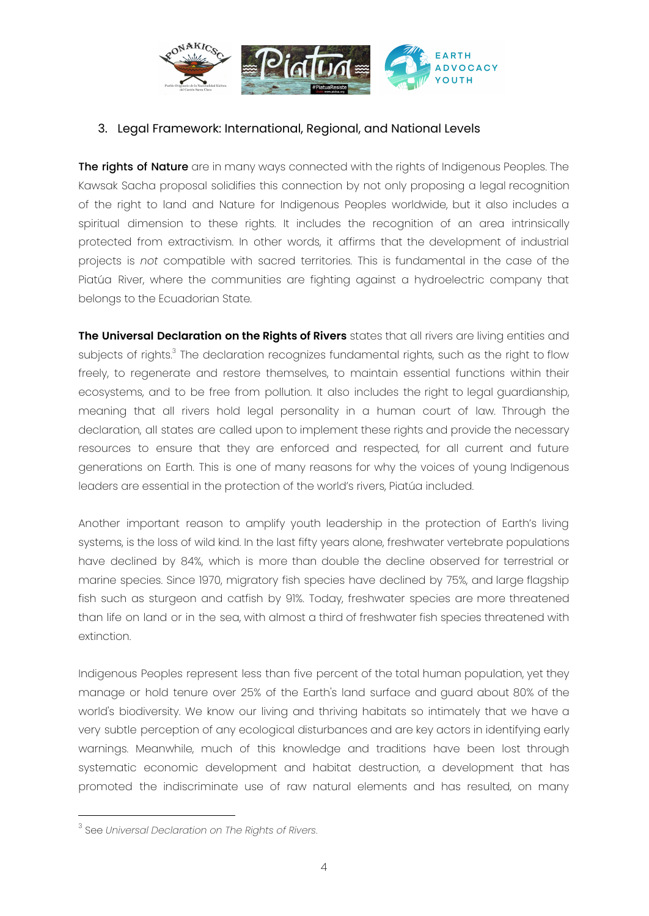## 3. Legal Framework: International, Regional, and National Levels

**The rights of Nature** are in many ways connected with the rights of Indigenous Peoples. The Kawsak Sacha proposal solidifies this connection by not only proposing a legal recognition of the right to land and Nature for Indigenous Peoples worldwide, but it also includes a spiritual dimension to these rights. It includes the recognition of an area intrinsically protected from extractivism. In other words, it affirms that the development of industrial projects is *not* compatible with sacred territories. This is fundamental in the case of the Piatúa River, where the communities are fighting against a hydroelectric company that belongs to the Ecuadorian State.

**The Universal Declaration on the Rights of Rivers** states that all rivers are living entities and subjects of rights.[3] The declaration recognizes fundamental rights, such as the right to flow freely, to regenerate and restore themselves, to maintain essential functions within their ecosystems, and to be free from pollution. It also includes the right to legal guardianship, meaning that all rivers hold legal personality in a human court of law. Through the declaration, all states are called upon to implement these rights and provide the necessary resources to ensure that they are enforced and respected, for all current and future generations on Earth. This is one of many reasons for why the voices of young Indigenous leaders are essential in the protection of the world's rivers, Piatúa included.

Another important reason to amplify youth leadership in the protection of Earth's living systems, is the loss of wild kind. In the last fifty years alone, freshwater vertebrate populations have declined by 84%, which is more than double the decline observed for terrestrial or marine species. Since 1970, migratory fish species have declined by 75%, and large flagship fish such as sturgeon and catfish by 91%. Today, freshwater species are more threatened than life on land or in the sea, with almost a third of freshwater fish species threatened with extinction.

Indigenous Peoples represent less than five percent of the total human population, yet they manage or hold tenure over 25% of the Earth's land surface and guard about 80% of the world's biodiversity. We know our living and thriving habitats so intimately that we have a very subtle perception of any ecological disturbances and are key actors in identifying early warnings. Meanwhile, much of this knowledge and traditions have been lost through systematic economic development and habitat destruction, a development that has promoted the indiscriminate use of raw natural elements and has resulted, on many

---

[3] See *Universal Declaration on The Rights of Rivers*.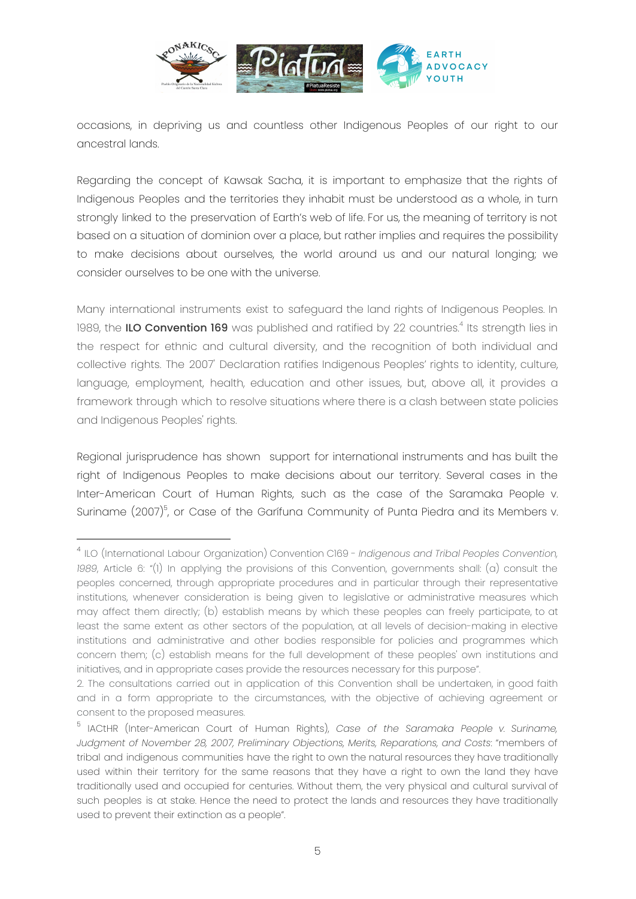occasions, in depriving us and countless other Indigenous Peoples of our right to our ancestral lands.

Regarding the concept of Kawsak Sacha, it is important to emphasize that the rights of Indigenous Peoples and the territories they inhabit must be understood as a whole, in turn strongly linked to the preservation of Earth's web of life. For us, the meaning of territory is not based on a situation of dominion over a place, but rather implies and requires the possibility to make decisions about ourselves, the world around us and our natural longing; we consider ourselves to be one with the universe.

Many international instruments exist to safeguard the land rights of Indigenous Peoples. In 1989, the **ILO Convention 169** was published and ratified by 22 countries.[4] Its strength lies in the respect for ethnic and cultural diversity, and the recognition of both individual and collective rights. The 2007' Declaration ratifies Indigenous Peoples' rights to identity, culture, language, employment, health, education and other issues, but, above all, it provides a framework through which to resolve situations where there is a clash between state policies and Indigenous Peoples' rights.

Regional jurisprudence has shown support for international instruments and has built the right of Indigenous Peoples to make decisions about our territory. Several cases in the Inter-American Court of Human Rights, such as the case of the Saramaka People v. Suriname (2007)[5], or Case of the Garífuna Community of Punta Piedra and its Members v.

---

[4] ILO (International Labour Organization) Convention C169 - *Indigenous and Tribal Peoples Convention, 1989*, Article 6: "(1) In applying the provisions of this Convention, governments shall: (a) consult the peoples concerned, through appropriate procedures and in particular through their representative institutions, whenever consideration is being given to legislative or administrative measures which may affect them directly; (b) establish means by which these peoples can freely participate, to at least the same extent as other sectors of the population, at all levels of decision-making in elective institutions and administrative and other bodies responsible for policies and programmes which concern them; (c) establish means for the full development of these peoples' own institutions and initiatives, and in appropriate cases provide the resources necessary for this purpose".
2. The consultations carried out in application of this Convention shall be undertaken, in good faith and in a form appropriate to the circumstances, with the objective of achieving agreement or consent to the proposed measures.

[5] IACtHR (Inter-American Court of Human Rights), *Case of the Saramaka People v. Suriname, Judgment of November 28, 2007, Preliminary Objections, Merits, Reparations, and Costs*: "members of tribal and indigenous communities have the right to own the natural resources they have traditionally used within their territory for the same reasons that they have a right to own the land they have traditionally used and occupied for centuries. Without them, the very physical and cultural survival of such peoples is at stake. Hence the need to protect the lands and resources they have traditionally used to prevent their extinction as a people".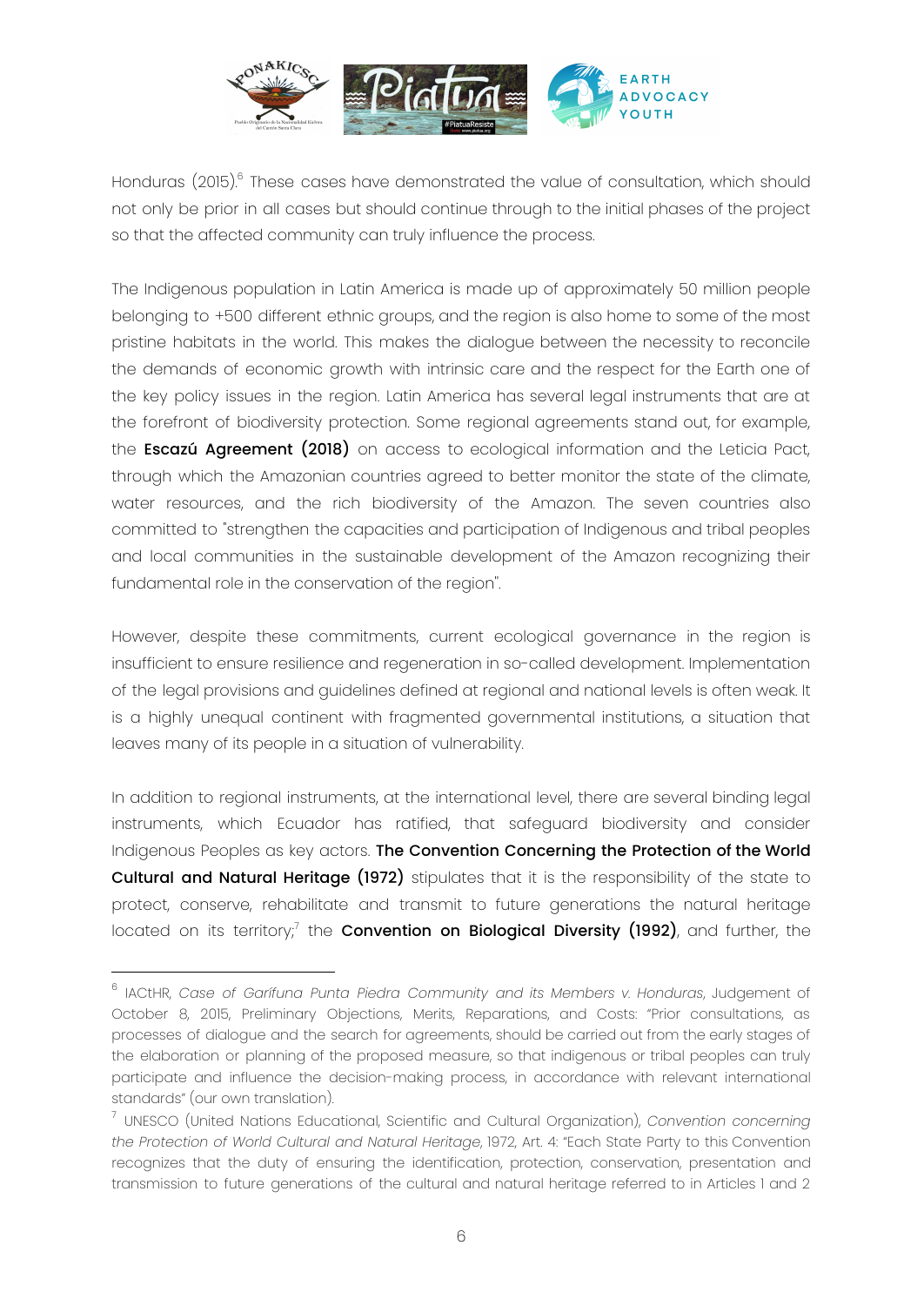Honduras (2015).[6] These cases have demonstrated the value of consultation, which should not only be prior in all cases but should continue through to the initial phases of the project so that the affected community can truly influence the process.

The Indigenous population in Latin America is made up of approximately 50 million people belonging to +500 different ethnic groups, and the region is also home to some of the most pristine habitats in the world. This makes the dialogue between the necessity to reconcile the demands of economic growth with intrinsic care and the respect for the Earth one of the key policy issues in the region. Latin America has several legal instruments that are at the forefront of biodiversity protection. Some regional agreements stand out, for example, the **Escazú Agreement (2018)** on access to ecological information and the Leticia Pact, through which the Amazonian countries agreed to better monitor the state of the climate, water resources, and the rich biodiversity of the Amazon. The seven countries also committed to "strengthen the capacities and participation of Indigenous and tribal peoples and local communities in the sustainable development of the Amazon recognizing their fundamental role in the conservation of the region".

However, despite these commitments, current ecological governance in the region is insufficient to ensure resilience and regeneration in so-called development. Implementation of the legal provisions and guidelines defined at regional and national levels is often weak. It is a highly unequal continent with fragmented governmental institutions, a situation that leaves many of its people in a situation of vulnerability.

In addition to regional instruments, at the international level, there are several binding legal instruments, which Ecuador has ratified, that safeguard biodiversity and consider Indigenous Peoples as key actors. **The Convention Concerning the Protection of the World Cultural and Natural Heritage (1972)** stipulates that it is the responsibility of the state to protect, conserve, rehabilitate and transmit to future generations the natural heritage located on its territory;[7] the **Convention on Biological Diversity (1992)**, and further, the

---

[6] IACtHR, *Case of Garífuna Punta Piedra Community and its Members v. Honduras*, Judgement of October 8, 2015, Preliminary Objections, Merits, Reparations, and Costs: "Prior consultations, as processes of dialogue and the search for agreements, should be carried out from the early stages of the elaboration or planning of the proposed measure, so that indigenous or tribal peoples can truly participate and influence the decision-making process, in accordance with relevant international standards" (our own translation).

[7] UNESCO (United Nations Educational, Scientific and Cultural Organization), *Convention concerning the Protection of World Cultural and Natural Heritage*, 1972, Art. 4: "Each State Party to this Convention recognizes that the duty of ensuring the identification, protection, conservation, presentation and transmission to future generations of the cultural and natural heritage referred to in Articles 1 and 2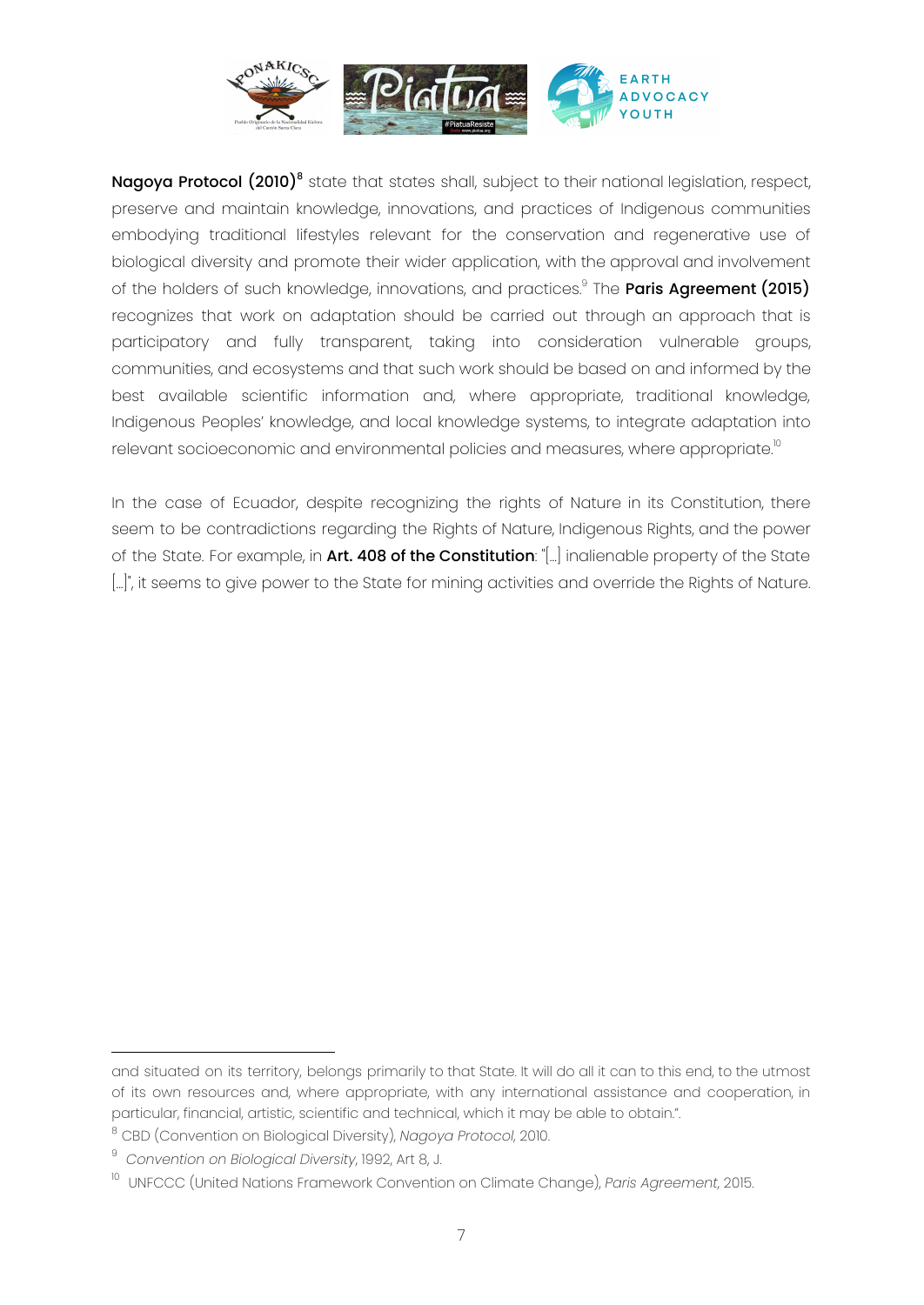**Nagoya Protocol (2010)**[8] state that states shall, subject to their national legislation, respect, preserve and maintain knowledge, innovations, and practices of Indigenous communities embodying traditional lifestyles relevant for the conservation and regenerative use of biological diversity and promote their wider application, with the approval and involvement of the holders of such knowledge, innovations, and practices.[9] The **Paris Agreement (2015)** recognizes that work on adaptation should be carried out through an approach that is participatory and fully transparent, taking into consideration vulnerable groups, communities, and ecosystems and that such work should be based on and informed by the best available scientific information and, where appropriate, traditional knowledge, Indigenous Peoples' knowledge, and local knowledge systems, to integrate adaptation into relevant socioeconomic and environmental policies and measures, where appropriate.[10]

In the case of Ecuador, despite recognizing the rights of Nature in its Constitution, there seem to be contradictions regarding the Rights of Nature, Indigenous Rights, and the power of the State. For example, in **Art. 408 of the Constitution**: "[...] inalienable property of the State [...]", it seems to give power to the State for mining activities and override the Rights of Nature.

---

and situated on its territory, belongs primarily to that State. It will do all it can to this end, to the utmost of its own resources and, where appropriate, with any international assistance and cooperation, in particular, financial, artistic, scientific and technical, which it may be able to obtain.".

[8] CBD (Convention on Biological Diversity), *Nagoya Protocol*, 2010.

[9] *Convention on Biological Diversity*, 1992, Art 8, J.

[10] UNFCCC (United Nations Framework Convention on Climate Change), *Paris Agreement*, 2015.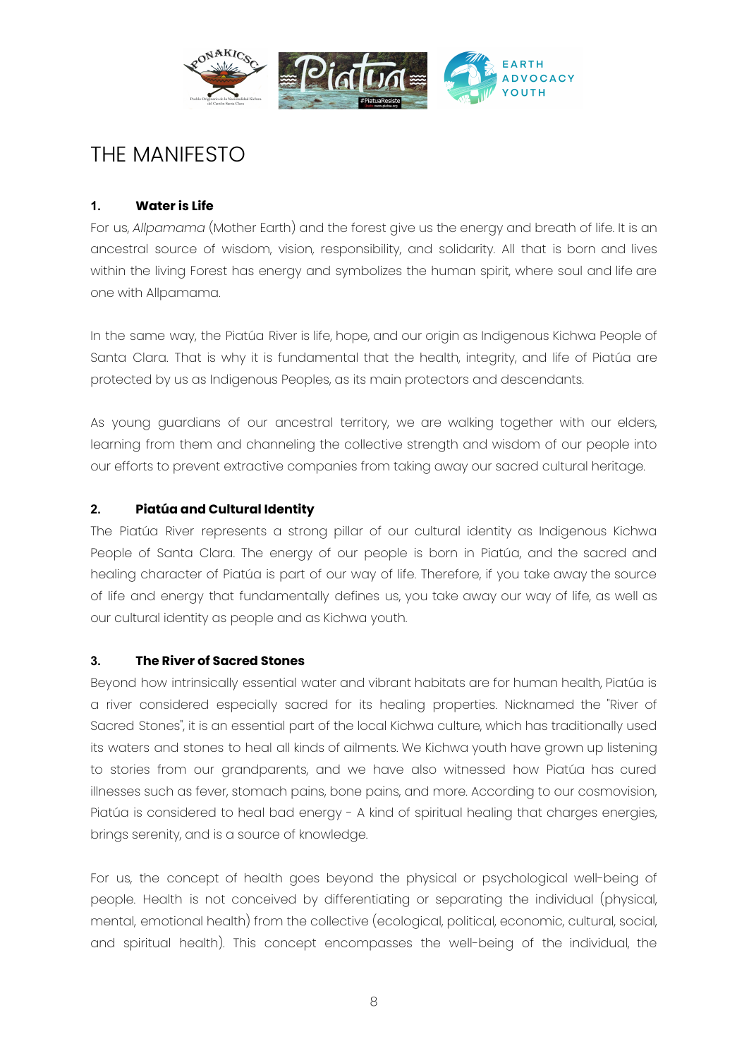# THE MANIFESTO

### 1. Water is Life

For us, *Allpamama* (Mother Earth) and the forest give us the energy and breath of life. It is an ancestral source of wisdom, vision, responsibility, and solidarity. All that is born and lives within the living Forest has energy and symbolizes the human spirit, where soul and life are one with Allpamama.

In the same way, the Piatúa River is life, hope, and our origin as Indigenous Kichwa People of Santa Clara. That is why it is fundamental that the health, integrity, and life of Piatúa are protected by us as Indigenous Peoples, as its main protectors and descendants.

As young guardians of our ancestral territory, we are walking together with our elders, learning from them and channeling the collective strength and wisdom of our people into our efforts to prevent extractive companies from taking away our sacred cultural heritage.

### 2. Piatúa and Cultural Identity

The Piatúa River represents a strong pillar of our cultural identity as Indigenous Kichwa People of Santa Clara. The energy of our people is born in Piatúa, and the sacred and healing character of Piatúa is part of our way of life. Therefore, if you take away the source of life and energy that fundamentally defines us, you take away our way of life, as well as our cultural identity as people and as Kichwa youth.

### 3. The River of Sacred Stones

Beyond how intrinsically essential water and vibrant habitats are for human health, Piatúa is a river considered especially sacred for its healing properties. Nicknamed the "River of Sacred Stones", it is an essential part of the local Kichwa culture, which has traditionally used its waters and stones to heal all kinds of ailments. We Kichwa youth have grown up listening to stories from our grandparents, and we have also witnessed how Piatúa has cured illnesses such as fever, stomach pains, bone pains, and more. According to our cosmovision, Piatúa is considered to heal bad energy - A kind of spiritual healing that charges energies, brings serenity, and is a source of knowledge.

For us, the concept of health goes beyond the physical or psychological well-being of people. Health is not conceived by differentiating or separating the individual (physical, mental, emotional health) from the collective (ecological, political, economic, cultural, social, and spiritual health). This concept encompasses the well-being of the individual, the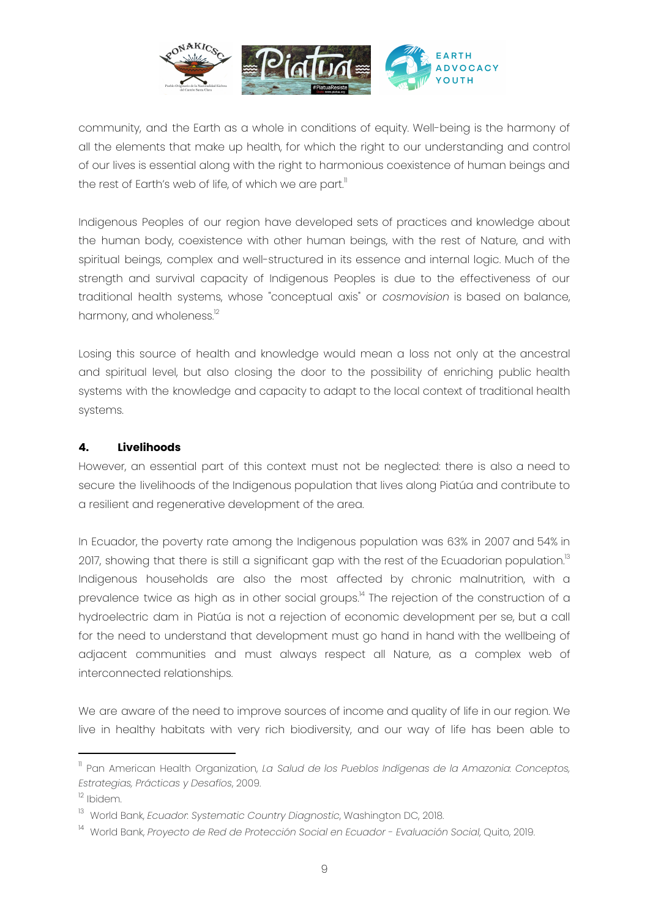community, and the Earth as a whole in conditions of equity. Well-being is the harmony of all the elements that make up health, for which the right to our understanding and control of our lives is essential along with the right to harmonious coexistence of human beings and the rest of Earth's web of life, of which we are part.[11]

Indigenous Peoples of our region have developed sets of practices and knowledge about the human body, coexistence with other human beings, with the rest of Nature, and with spiritual beings, complex and well-structured in its essence and internal logic. Much of the strength and survival capacity of Indigenous Peoples is due to the effectiveness of our traditional health systems, whose "conceptual axis" or *cosmovision* is based on balance, harmony, and wholeness.[12]

Losing this source of health and knowledge would mean a loss not only at the ancestral and spiritual level, but also closing the door to the possibility of enriching public health systems with the knowledge and capacity to adapt to the local context of traditional health systems.

## 4. Livelihoods

However, an essential part of this context must not be neglected: there is also a need to secure the livelihoods of the Indigenous population that lives along Piatúa and contribute to a resilient and regenerative development of the area.

In Ecuador, the poverty rate among the Indigenous population was 63% in 2007 and 54% in 2017, showing that there is still a significant gap with the rest of the Ecuadorian population.[13] Indigenous households are also the most affected by chronic malnutrition, with a prevalence twice as high as in other social groups.[14] The rejection of the construction of a hydroelectric dam in Piatúa is not a rejection of economic development per se, but a call for the need to understand that development must go hand in hand with the wellbeing of adjacent communities and must always respect all Nature, as a complex web of interconnected relationships.

We are aware of the need to improve sources of income and quality of life in our region. We live in healthy habitats with very rich biodiversity, and our way of life has been able to

---

[11] Pan American Health Organization, *La Salud de los Pueblos Indígenas de la Amazonia: Conceptos, Estrategias, Prácticas y Desafíos*, 2009.

[12] Ibidem.

[13] World Bank, *Ecuador: Systematic Country Diagnostic*, Washington DC, 2018.

[14] World Bank, *Proyecto de Red de Protección Social en Ecuador - Evaluación Social*, Quito, 2019.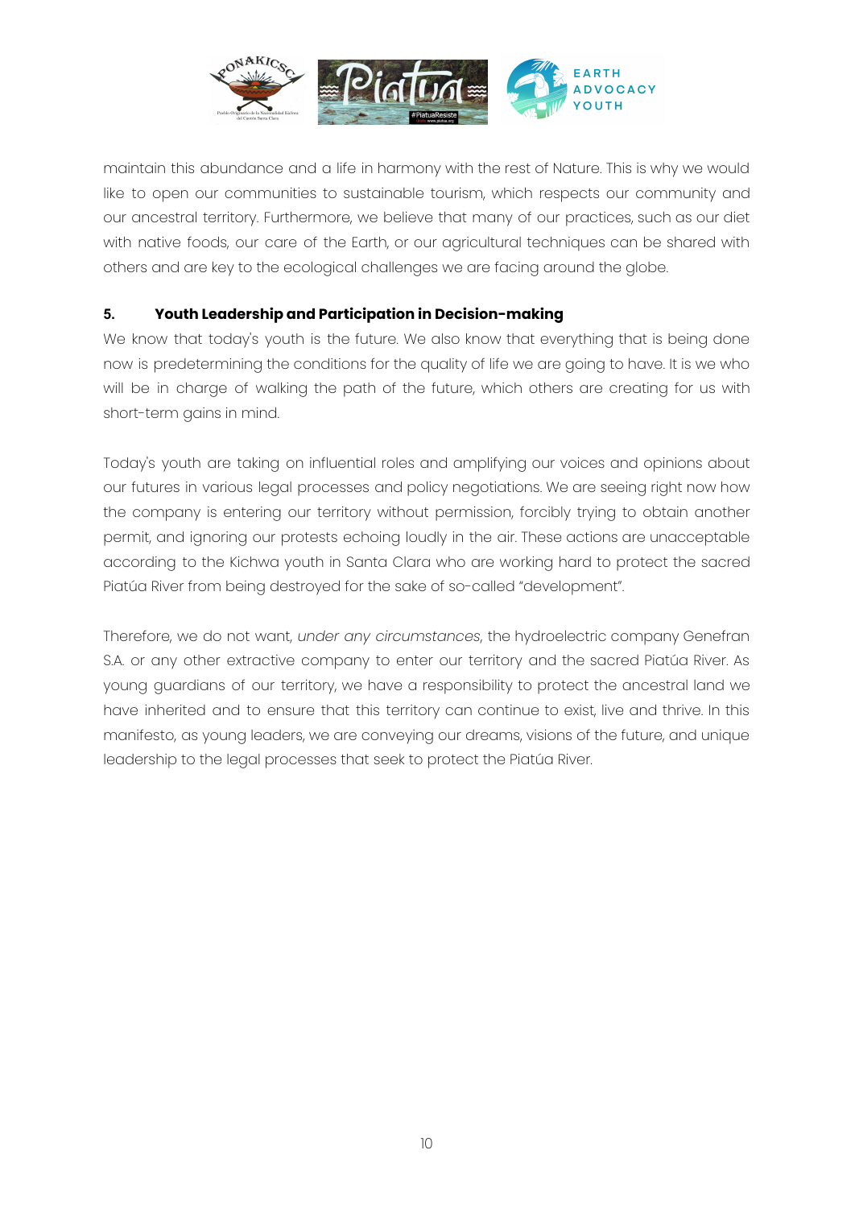maintain this abundance and a life in harmony with the rest of Nature. This is why we would like to open our communities to sustainable tourism, which respects our community and our ancestral territory. Furthermore, we believe that many of our practices, such as our diet with native foods, our care of the Earth, or our agricultural techniques can be shared with others and are key to the ecological challenges we are facing around the globe.

### 5. Youth Leadership and Participation in Decision-making

We know that today's youth is the future. We also know that everything that is being done now is predetermining the conditions for the quality of life we are going to have. It is we who will be in charge of walking the path of the future, which others are creating for us with short-term gains in mind.

Today's youth are taking on influential roles and amplifying our voices and opinions about our futures in various legal processes and policy negotiations. We are seeing right now how the company is entering our territory without permission, forcibly trying to obtain another permit, and ignoring our protests echoing loudly in the air. These actions are unacceptable according to the Kichwa youth in Santa Clara who are working hard to protect the sacred Piatúa River from being destroyed for the sake of so-called "development".

Therefore, we do not want, *under any circumstances*, the hydroelectric company Genefran S.A. or any other extractive company to enter our territory and the sacred Piatúa River. As young guardians of our territory, we have a responsibility to protect the ancestral land we have inherited and to ensure that this territory can continue to exist, live and thrive. In this manifesto, as young leaders, we are conveying our dreams, visions of the future, and unique leadership to the legal processes that seek to protect the Piatúa River.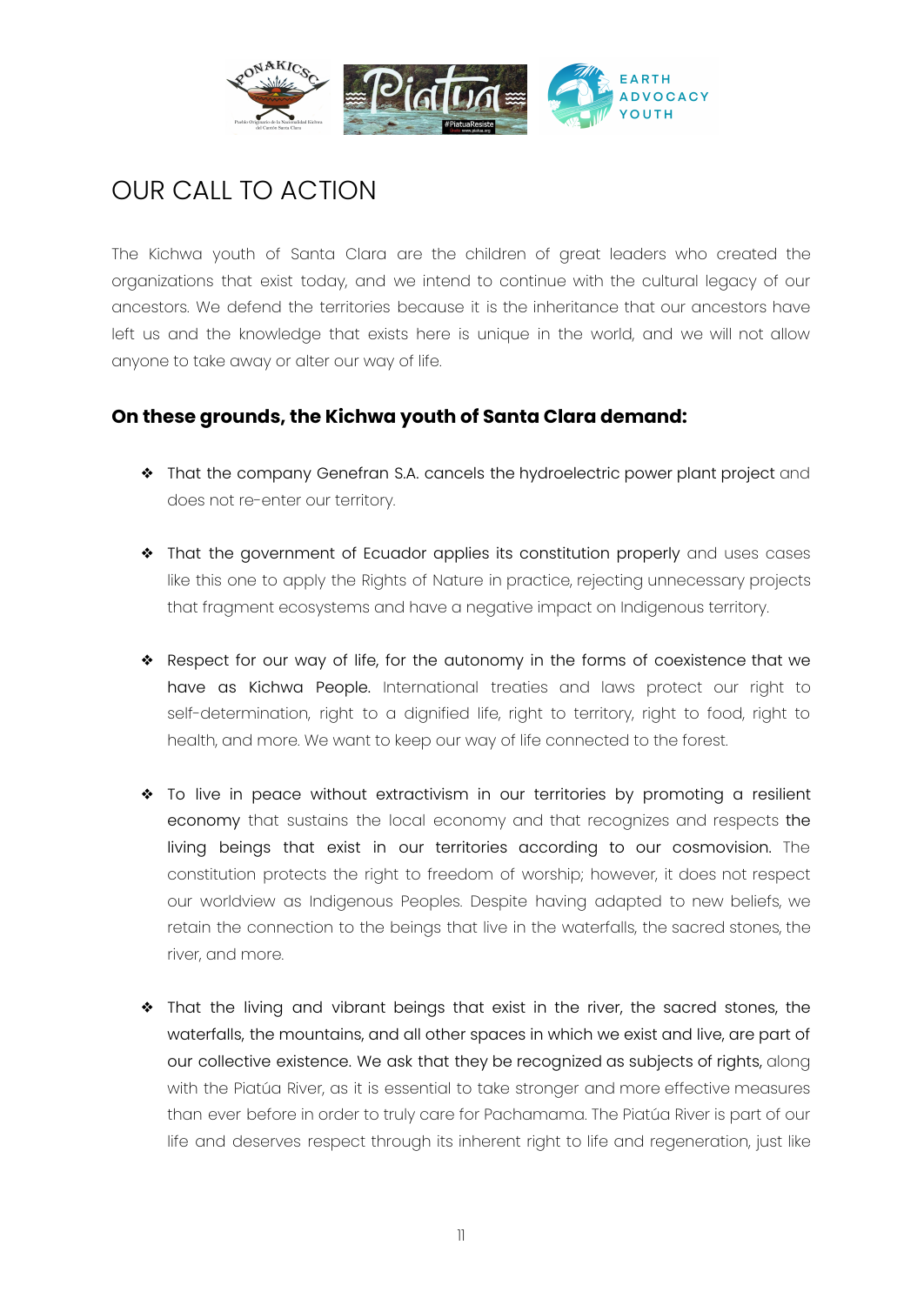# OUR CALL TO ACTION

The Kichwa youth of Santa Clara are the children of great leaders who created the organizations that exist today, and we intend to continue with the cultural legacy of our ancestors. We defend the territories because it is the inheritance that our ancestors have left us and the knowledge that exists here is unique in the world, and we will not allow anyone to take away or alter our way of life.

### On these grounds, the Kichwa youth of Santa Clara demand:

- That the company Genefran S.A. cancels the hydroelectric power plant project and does not re-enter our territory.

- That the government of Ecuador applies its constitution properly and uses cases like this one to apply the Rights of Nature in practice, rejecting unnecessary projects that fragment ecosystems and have a negative impact on Indigenous territory.

- Respect for our way of life, for the autonomy in the forms of coexistence that we have as Kichwa People. International treaties and laws protect our right to self-determination, right to a dignified life, right to territory, right to food, right to health, and more. We want to keep our way of life connected to the forest.

- To live in peace without extractivism in our territories by promoting a resilient economy that sustains the local economy and that recognizes and respects the living beings that exist in our territories according to our cosmovision. The constitution protects the right to freedom of worship; however, it does not respect our worldview as Indigenous Peoples. Despite having adapted to new beliefs, we retain the connection to the beings that live in the waterfalls, the sacred stones, the river, and more.

- That the living and vibrant beings that exist in the river, the sacred stones, the waterfalls, the mountains, and all other spaces in which we exist and live, are part of our collective existence. We ask that they be recognized as subjects of rights, along with the Piatúa River, as it is essential to take stronger and more effective measures than ever before in order to truly care for Pachamama. The Piatúa River is part of our life and deserves respect through its inherent right to life and regeneration, just like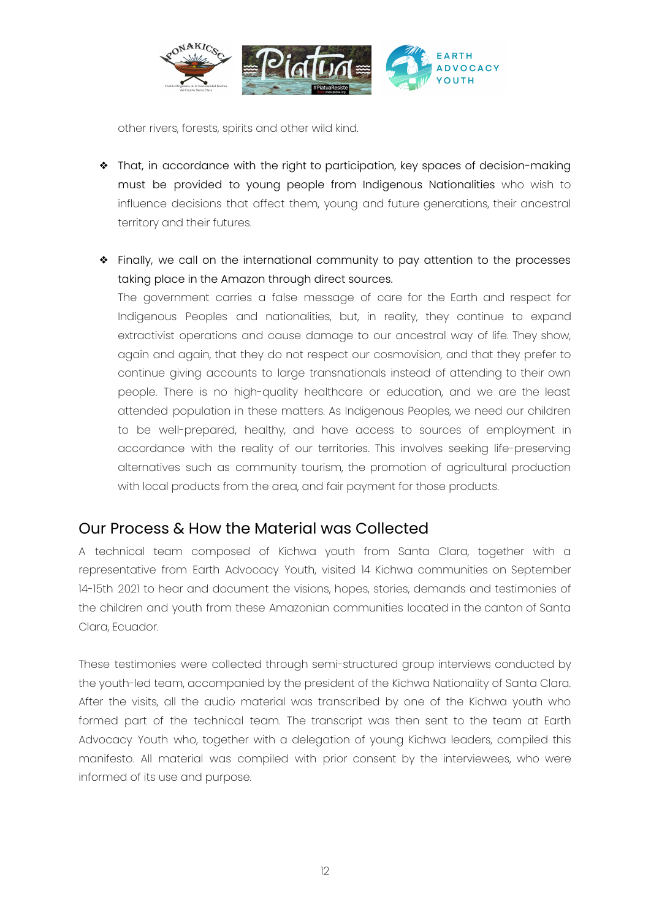other rivers, forests, spirits and other wild kind.

- That, in accordance with the right to participation, key spaces of decision-making must be provided to young people from Indigenous Nationalities who wish to influence decisions that affect them, young and future generations, their ancestral territory and their futures.

- Finally, we call on the international community to pay attention to the processes taking place in the Amazon through direct sources.
  The government carries a false message of care for the Earth and respect for Indigenous Peoples and nationalities, but, in reality, they continue to expand extractivist operations and cause damage to our ancestral way of life. They show, again and again, that they do not respect our cosmovision, and that they prefer to continue giving accounts to large transnationals instead of attending to their own people. There is no high-quality healthcare or education, and we are the least attended population in these matters. As Indigenous Peoples, we need our children to be well-prepared, healthy, and have access to sources of employment in accordance with the reality of our territories. This involves seeking life-preserving alternatives such as community tourism, the promotion of agricultural production with local products from the area, and fair payment for those products.

## Our Process & How the Material was Collected

A technical team composed of Kichwa youth from Santa Clara, together with a representative from Earth Advocacy Youth, visited 14 Kichwa communities on September 14-15th 2021 to hear and document the visions, hopes, stories, demands and testimonies of the children and youth from these Amazonian communities located in the canton of Santa Clara, Ecuador.

These testimonies were collected through semi-structured group interviews conducted by the youth-led team, accompanied by the president of the Kichwa Nationality of Santa Clara. After the visits, all the audio material was transcribed by one of the Kichwa youth who formed part of the technical team. The transcript was then sent to the team at Earth Advocacy Youth who, together with a delegation of young Kichwa leaders, compiled this manifesto. All material was compiled with prior consent by the interviewees, who were informed of its use and purpose.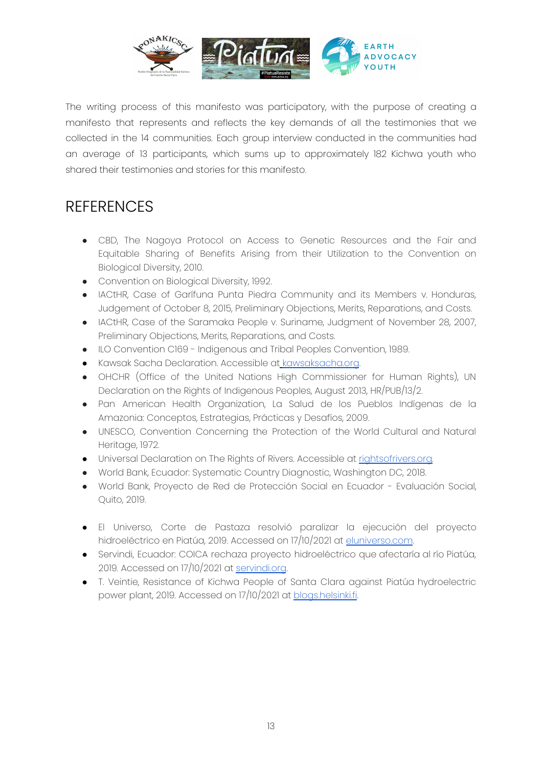The writing process of this manifesto was participatory, with the purpose of creating a manifesto that represents and reflects the key demands of all the testimonies that we collected in the 14 communities. Each group interview conducted in the communities had an average of 13 participants, which sums up to approximately 182 Kichwa youth who shared their testimonies and stories for this manifesto.

## REFERENCES

- CBD, The Nagoya Protocol on Access to Genetic Resources and the Fair and Equitable Sharing of Benefits Arising from their Utilization to the Convention on Biological Diversity, 2010.
- Convention on Biological Diversity, 1992.
- IACtHR, Case of Garífuna Punta Piedra Community and its Members v. Honduras, Judgement of October 8, 2015, Preliminary Objections, Merits, Reparations, and Costs.
- IACtHR, Case of the Saramaka People v. Suriname, Judgment of November 28, 2007, Preliminary Objections, Merits, Reparations, and Costs.
- ILO Convention C169 - Indigenous and Tribal Peoples Convention, 1989.
- Kawsak Sacha Declaration. Accessible at kawsaksacha.org.
- OHCHR (Office of the United Nations High Commissioner for Human Rights), UN Declaration on the Rights of Indigenous Peoples, August 2013, HR/PUB/13/2.
- Pan American Health Organization, La Salud de los Pueblos Indígenas de la Amazonia: Conceptos, Estrategias, Prácticas y Desafíos, 2009.
- UNESCO, Convention Concerning the Protection of the World Cultural and Natural Heritage, 1972.
- Universal Declaration on The Rights of Rivers. Accessible at rightsofrivers.org.
- World Bank, Ecuador: Systematic Country Diagnostic, Washington DC, 2018.
- World Bank, Proyecto de Red de Protección Social en Ecuador - Evaluación Social, Quito, 2019.

- El Universo, Corte de Pastaza resolvió paralizar la ejecución del proyecto hidroeléctrico en Piatúa, 2019. Accessed on 17/10/2021 at eluniverso.com.
- Servindi, Ecuador: COICA rechaza proyecto hidroeléctrico que afectaría al río Piatúa, 2019. Accessed on 17/10/2021 at servindi.org.
- T. Veintie, Resistance of Kichwa People of Santa Clara against Piatúa hydroelectric power plant, 2019. Accessed on 17/10/2021 at blogs.helsinki.fi.